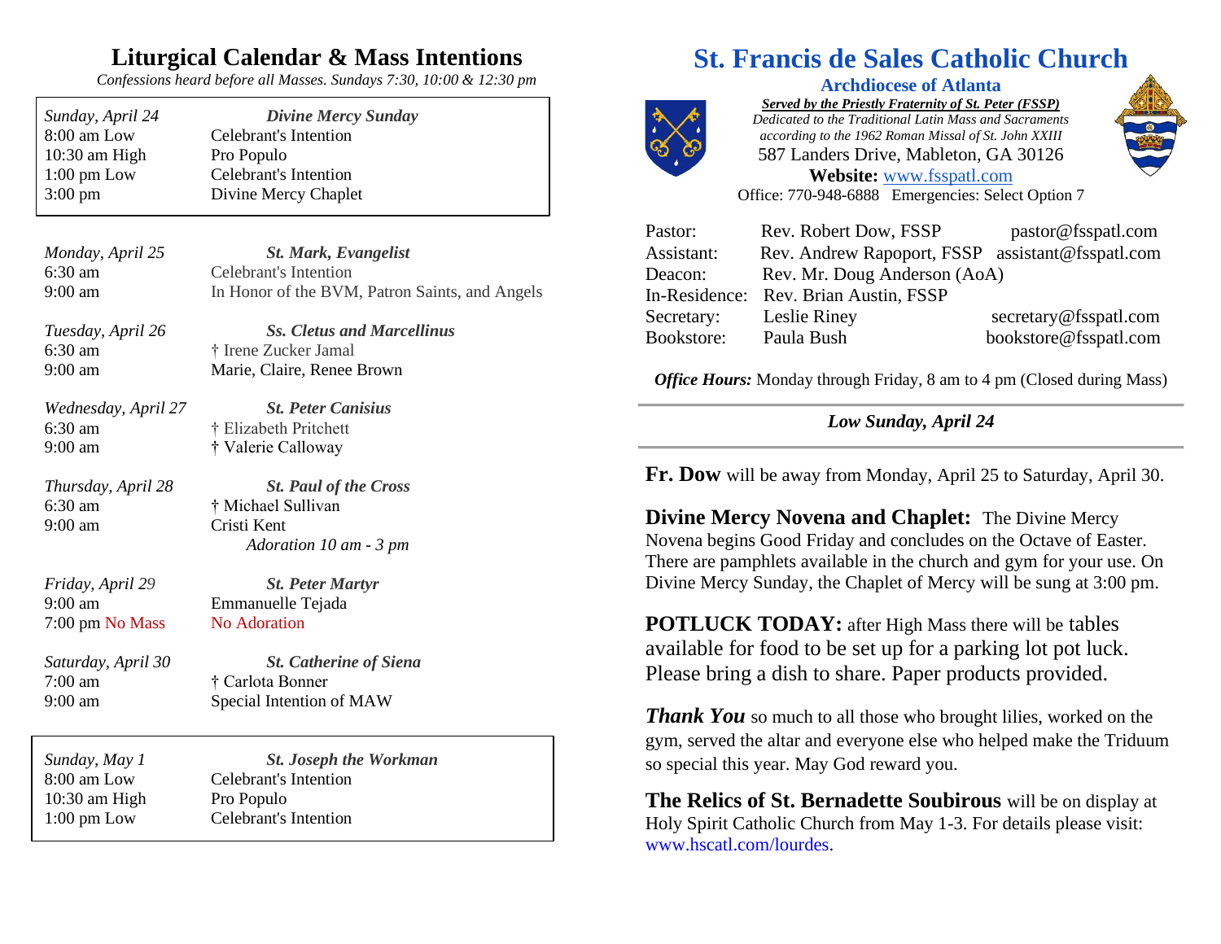# Liturgical Calendar & Mass Intentions

*Confessions heard before all Masses. Sundays 7:30, 10:00 & 12:30 pm*

| *Sunday, April 24* | ***Divine Mercy Sunday*** |
|---|---|
| 8:00 am Low | Celebrant's Intention |
| 10:30 am High | Pro Populo |
| 1:00 pm Low | Celebrant's Intention |
| 3:00 pm | Divine Mercy Chaplet |

| *Monday, April 25* | ***St. Mark, Evangelist*** |
|---|---|
| 6:30 am | Celebrant's Intention |
| 9:00 am | In Honor of the BVM, Patron Saints, and Angels |
| *Tuesday, April 26* | ***Ss. Cletus and Marcellinus*** |
| 6:30 am | † Irene Zucker Jamal |
| 9:00 am | Marie, Claire, Renee Brown |
| *Wednesday, April 27* | ***St. Peter Canisius*** |
| 6:30 am | † Elizabeth Pritchett |
| 9:00 am | † Valerie Calloway |
| *Thursday, April 28* | ***St. Paul of the Cross*** |
| 6:30 am | † Michael Sullivan |
| 9:00 am | Cristi Kent |
| | *Adoration 10 am - 3 pm* |
| *Friday, April 29* | ***St. Peter Martyr*** |
| 9:00 am | Emmanuelle Tejada |
| 7:00 pm No Mass | No Adoration |
| *Saturday, April 30* | ***St. Catherine of Siena*** |
| 7:00 am | † Carlota Bonner |
| 9:00 am | Special Intention of MAW |

| *Sunday, May 1* | ***St. Joseph the Workman*** |
|---|---|
| 8:00 am Low | Celebrant's Intention |
| 10:30 am High | Pro Populo |
| 1:00 pm Low | Celebrant's Intention |

# St. Francis de Sales Catholic Church

**Archdiocese of Atlanta**

***Served by the Priestly Fraternity of St. Peter (FSSP)***

*Dedicated to the Traditional Latin Mass and Sacraments according to the 1962 Roman Missal of St. John XXIII*

587 Landers Drive, Mableton, GA 30126

**Website:** www.fsspatl.com

Office: 770-948-6888 Emergencies: Select Option 7

| | | |
|---|---|---|
| Pastor: | Rev. Robert Dow, FSSP | pastor@fsspatl.com |
| Assistant: | Rev. Andrew Rapoport, FSSP | assistant@fsspatl.com |
| Deacon: | Rev. Mr. Doug Anderson (AoA) | |
| In-Residence: | Rev. Brian Austin, FSSP | |
| Secretary: | Leslie Riney | secretary@fsspatl.com |
| Bookstore: | Paula Bush | bookstore@fsspatl.com |

***Office Hours:*** Monday through Friday, 8 am to 4 pm (Closed during Mass)

---

***Low Sunday, April 24***

---

**Fr. Dow** will be away from Monday, April 25 to Saturday, April 30.

**Divine Mercy Novena and Chaplet:** The Divine Mercy Novena begins Good Friday and concludes on the Octave of Easter. There are pamphlets available in the church and gym for your use. On Divine Mercy Sunday, the Chaplet of Mercy will be sung at 3:00 pm.

**POTLUCK TODAY:** after High Mass there will be tables available for food to be set up for a parking lot pot luck. Please bring a dish to share. Paper products provided.

***Thank You*** so much to all those who brought lilies, worked on the gym, served the altar and everyone else who helped make the Triduum so special this year. May God reward you.

**The Relics of St. Bernadette Soubirous** will be on display at Holy Spirit Catholic Church from May 1-3. For details please visit: www.hscatl.com/lourdes.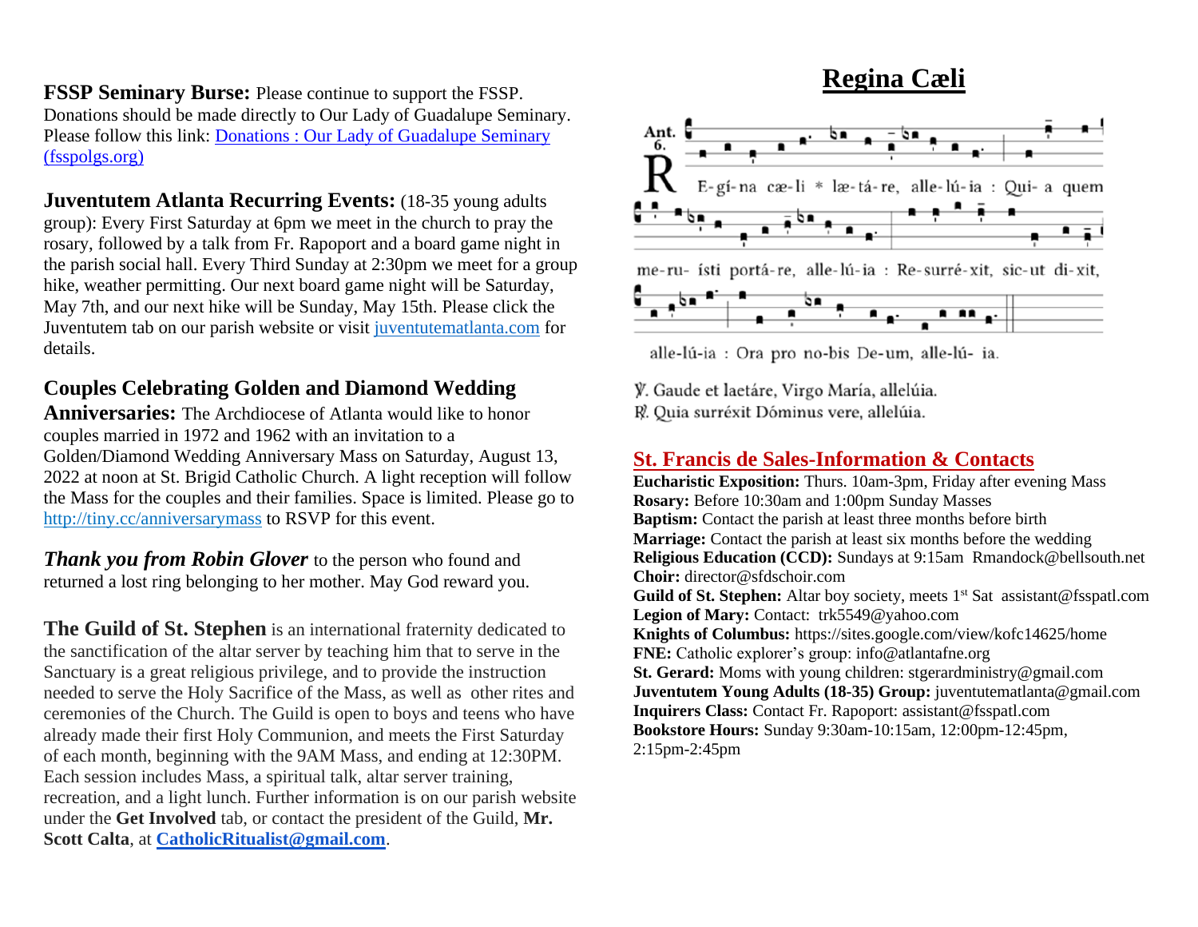**FSSP Seminary Burse:** Please continue to support the FSSP. Donations should be made directly to Our Lady of Guadalupe Seminary. Please follow this link: [Donations : Our Lady of Guadalupe Seminary (fsspolgs.org)]

**Juventutem Atlanta Recurring Events:** (18-35 young adults group): Every First Saturday at 6pm we meet in the church to pray the rosary, followed by a talk from Fr. Rapoport and a board game night in the parish social hall. Every Third Sunday at 2:30pm we meet for a group hike, weather permitting. Our next board game night will be Saturday, May 7th, and our next hike will be Sunday, May 15th. Please click the Juventutem tab on our parish website or visit juventutematlanta.com for details.

**Couples Celebrating Golden and Diamond Wedding Anniversaries:** The Archdiocese of Atlanta would like to honor couples married in 1972 and 1962 with an invitation to a Golden/Diamond Wedding Anniversary Mass on Saturday, August 13, 2022 at noon at St. Brigid Catholic Church. A light reception will follow the Mass for the couples and their families. Space is limited. Please go to http://tiny.cc/anniversarymass to RSVP for this event.

***Thank you from Robin Glover*** to the person who found and returned a lost ring belonging to her mother. May God reward you.

**The Guild of St. Stephen** is an international fraternity dedicated to the sanctification of the altar server by teaching him that to serve in the Sanctuary is a great religious privilege, and to provide the instruction needed to serve the Holy Sacrifice of the Mass, as well as other rites and ceremonies of the Church. The Guild is open to boys and teens who have already made their first Holy Communion, and meets the First Saturday of each month, beginning with the 9AM Mass, and ending at 12:30PM. Each session includes Mass, a spiritual talk, altar server training, recreation, and a light lunch. Further information is on our parish website under the **Get Involved** tab, or contact the president of the Guild, **Mr. Scott Calta**, at **CatholicRitualist@gmail.com**.

# Regina Cæli

Ant. 6.

Regína cæli * lætáre, allelúia: Quia quem meruísti portáre, allelúia: Resurréxit, sicut dixit, allelúia: Ora pro nobis Deum, allelúia.

℣. Gaude et lætáre, Virgo María, allelúia.
℟. Quia surréxit Dóminus vere, allelúia.

## St. Francis de Sales-Information & Contacts

**Eucharistic Exposition:** Thurs. 10am-3pm, Friday after evening Mass
**Rosary:** Before 10:30am and 1:00pm Sunday Masses
**Baptism:** Contact the parish at least three months before birth
**Marriage:** Contact the parish at least six months before the wedding
**Religious Education (CCD):** Sundays at 9:15am Rmandock@bellsouth.net
**Choir:** director@sfdschoir.com
**Guild of St. Stephen:** Altar boy society, meets 1st Sat assistant@fsspatl.com
**Legion of Mary:** Contact: trk5549@yahoo.com
**Knights of Columbus:** https://sites.google.com/view/kofc14625/home
**FNE:** Catholic explorer's group: info@atlantafne.org
**St. Gerard:** Moms with young children: stgerardministry@gmail.com
**Juventutem Young Adults (18-35) Group:** juventutematlanta@gmail.com
**Inquirers Class:** Contact Fr. Rapoport: assistant@fsspatl.com
**Bookstore Hours:** Sunday 9:30am-10:15am, 12:00pm-12:45pm, 2:15pm-2:45pm